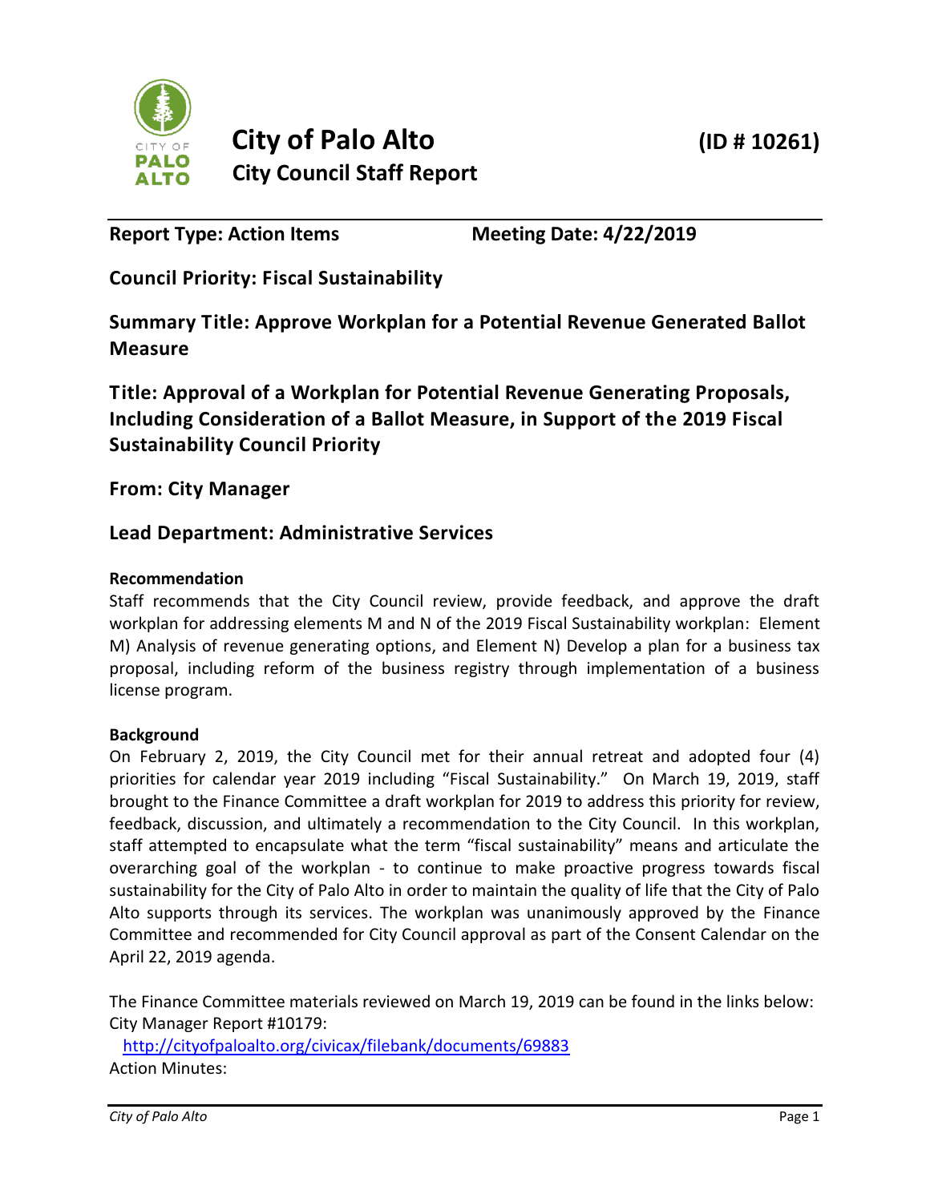# City of Palo Alto

## City Council Staff Report

**(ID # 10261)**

**Report Type: Action Items** **Meeting Date: 4/22/2019**

**Council Priority: Fiscal Sustainability**

**Summary Title: Approve Workplan for a Potential Revenue Generated Ballot Measure**

**Title: Approval of a Workplan for Potential Revenue Generating Proposals, Including Consideration of a Ballot Measure, in Support of the 2019 Fiscal Sustainability Council Priority**

**From: City Manager**

**Lead Department: Administrative Services**

**Recommendation**

Staff recommends that the City Council review, provide feedback, and approve the draft workplan for addressing elements M and N of the 2019 Fiscal Sustainability workplan: Element M) Analysis of revenue generating options, and Element N) Develop a plan for a business tax proposal, including reform of the business registry through implementation of a business license program.

**Background**

On February 2, 2019, the City Council met for their annual retreat and adopted four (4) priorities for calendar year 2019 including "Fiscal Sustainability." On March 19, 2019, staff brought to the Finance Committee a draft workplan for 2019 to address this priority for review, feedback, discussion, and ultimately a recommendation to the City Council. In this workplan, staff attempted to encapsulate what the term "fiscal sustainability" means and articulate the overarching goal of the workplan - to continue to make proactive progress towards fiscal sustainability for the City of Palo Alto in order to maintain the quality of life that the City of Palo Alto supports through its services. The workplan was unanimously approved by the Finance Committee and recommended for City Council approval as part of the Consent Calendar on the April 22, 2019 agenda.

The Finance Committee materials reviewed on March 19, 2019 can be found in the links below:

City Manager Report #10179:

http://cityofpaloalto.org/civicax/filebank/documents/69883

Action Minutes: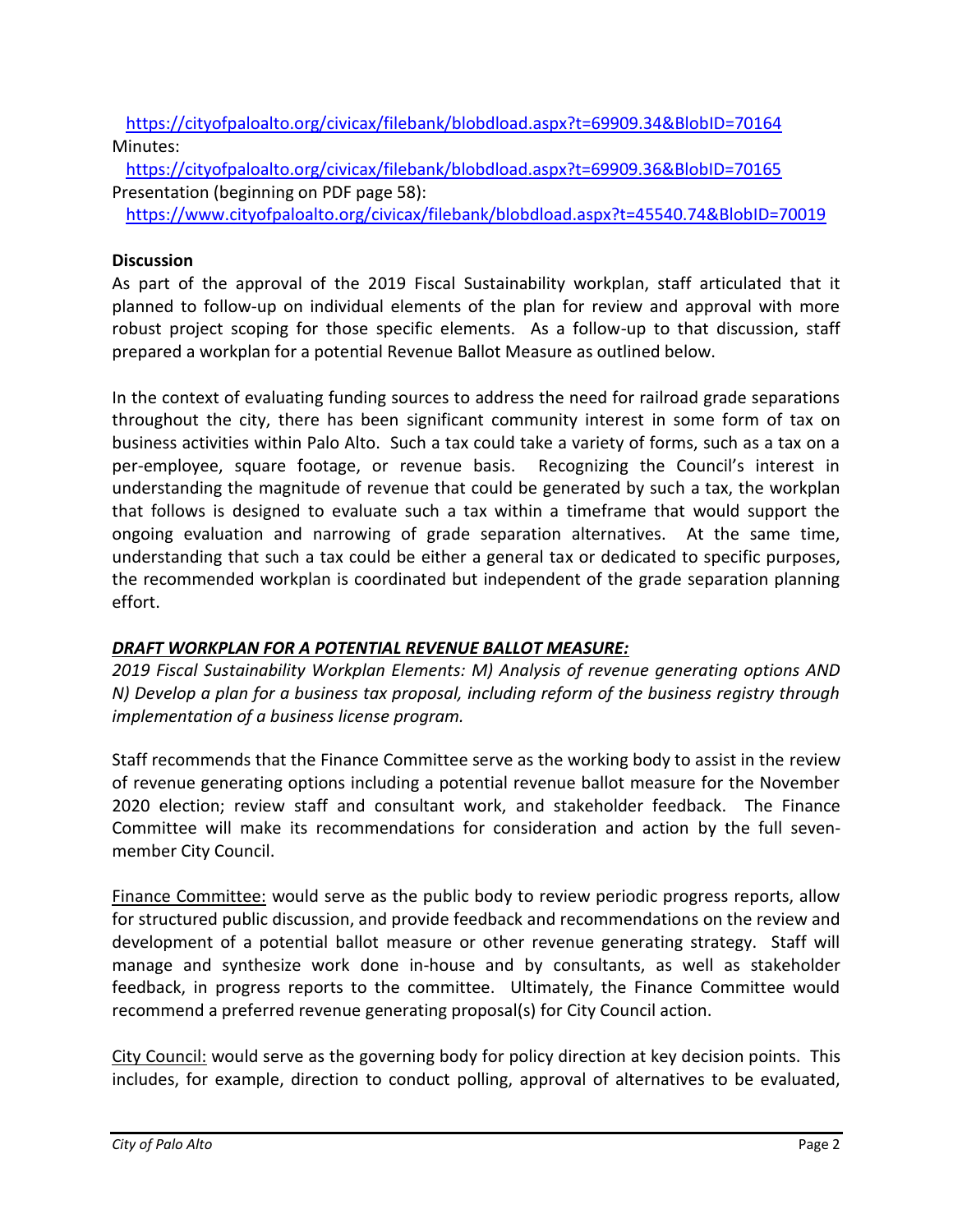https://cityofpaloalto.org/civicax/filebank/blobdload.aspx?t=69909.34&BlobID=70164

Minutes:

https://cityofpaloalto.org/civicax/filebank/blobdload.aspx?t=69909.36&BlobID=70165

Presentation (beginning on PDF page 58):

https://www.cityofpaloalto.org/civicax/filebank/blobdload.aspx?t=45540.74&BlobID=70019

**Discussion**

As part of the approval of the 2019 Fiscal Sustainability workplan, staff articulated that it planned to follow-up on individual elements of the plan for review and approval with more robust project scoping for those specific elements. As a follow-up to that discussion, staff prepared a workplan for a potential Revenue Ballot Measure as outlined below.

In the context of evaluating funding sources to address the need for railroad grade separations throughout the city, there has been significant community interest in some form of tax on business activities within Palo Alto. Such a tax could take a variety of forms, such as a tax on a per-employee, square footage, or revenue basis. Recognizing the Council's interest in understanding the magnitude of revenue that could be generated by such a tax, the workplan that follows is designed to evaluate such a tax within a timeframe that would support the ongoing evaluation and narrowing of grade separation alternatives. At the same time, understanding that such a tax could be either a general tax or dedicated to specific purposes, the recommended workplan is coordinated but independent of the grade separation planning effort.

***DRAFT WORKPLAN FOR A POTENTIAL REVENUE BALLOT MEASURE:***

*2019 Fiscal Sustainability Workplan Elements: M) Analysis of revenue generating options AND N) Develop a plan for a business tax proposal, including reform of the business registry through implementation of a business license program.*

Staff recommends that the Finance Committee serve as the working body to assist in the review of revenue generating options including a potential revenue ballot measure for the November 2020 election; review staff and consultant work, and stakeholder feedback. The Finance Committee will make its recommendations for consideration and action by the full seven-member City Council.

Finance Committee: would serve as the public body to review periodic progress reports, allow for structured public discussion, and provide feedback and recommendations on the review and development of a potential ballot measure or other revenue generating strategy. Staff will manage and synthesize work done in-house and by consultants, as well as stakeholder feedback, in progress reports to the committee. Ultimately, the Finance Committee would recommend a preferred revenue generating proposal(s) for City Council action.

City Council: would serve as the governing body for policy direction at key decision points. This includes, for example, direction to conduct polling, approval of alternatives to be evaluated,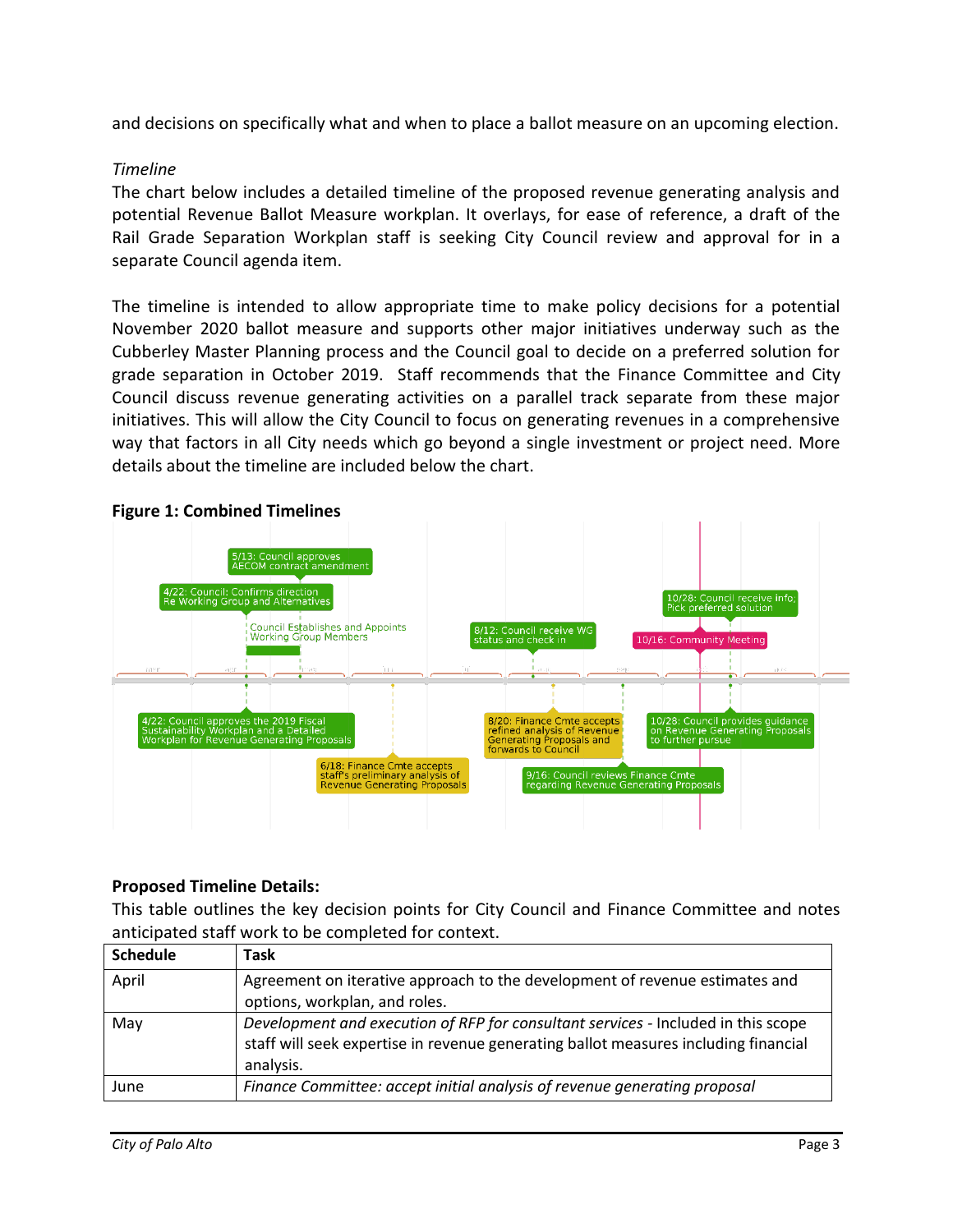and decisions on specifically what and when to place a ballot measure on an upcoming election.

*Timeline*

The chart below includes a detailed timeline of the proposed revenue generating analysis and potential Revenue Ballot Measure workplan. It overlays, for ease of reference, a draft of the Rail Grade Separation Workplan staff is seeking City Council review and approval for in a separate Council agenda item.

The timeline is intended to allow appropriate time to make policy decisions for a potential November 2020 ballot measure and supports other major initiatives underway such as the Cubberley Master Planning process and the Council goal to decide on a preferred solution for grade separation in October 2019. Staff recommends that the Finance Committee and City Council discuss revenue generating activities on a parallel track separate from these major initiatives. This will allow the City Council to focus on generating revenues in a comprehensive way that factors in all City needs which go beyond a single investment or project need. More details about the timeline are included below the chart.

**Figure 1: Combined Timelines**

5/13: Council approves AECOM contract amendment

4/22: Council: Confirms direction Re Working Group and Alternatives

Council Establishes and Appoints Working Group Members

8/12: Council receive WG status and check in

10/28: Council receive info, Pick preferred solution

10/16: Community Meeting

4/22: Council approves the 2019 Fiscal Sustainability Workplan and a Detailed Workplan for Revenue Generating Proposals

6/18: Finance Cmte accepts staff's preliminary analysis of Revenue Generating Proposals

8/20: Finance Cmte accepts refined analysis of Revenue Generating Proposals and forwards to Council

9/16: Council reviews Finance Cmte regarding Revenue Generating Proposals

10/28: Council provides guidance on Revenue Generating Proposals to further pursue

**Proposed Timeline Details:**

This table outlines the key decision points for City Council and Finance Committee and notes anticipated staff work to be completed for context.

| Schedule | Task |
|---|---|
| April | Agreement on iterative approach to the development of revenue estimates and options, workplan, and roles. |
| May | *Development and execution of RFP for consultant services* - Included in this scope staff will seek expertise in revenue generating ballot measures including financial analysis. |
| June | *Finance Committee: accept initial analysis of revenue generating proposal* |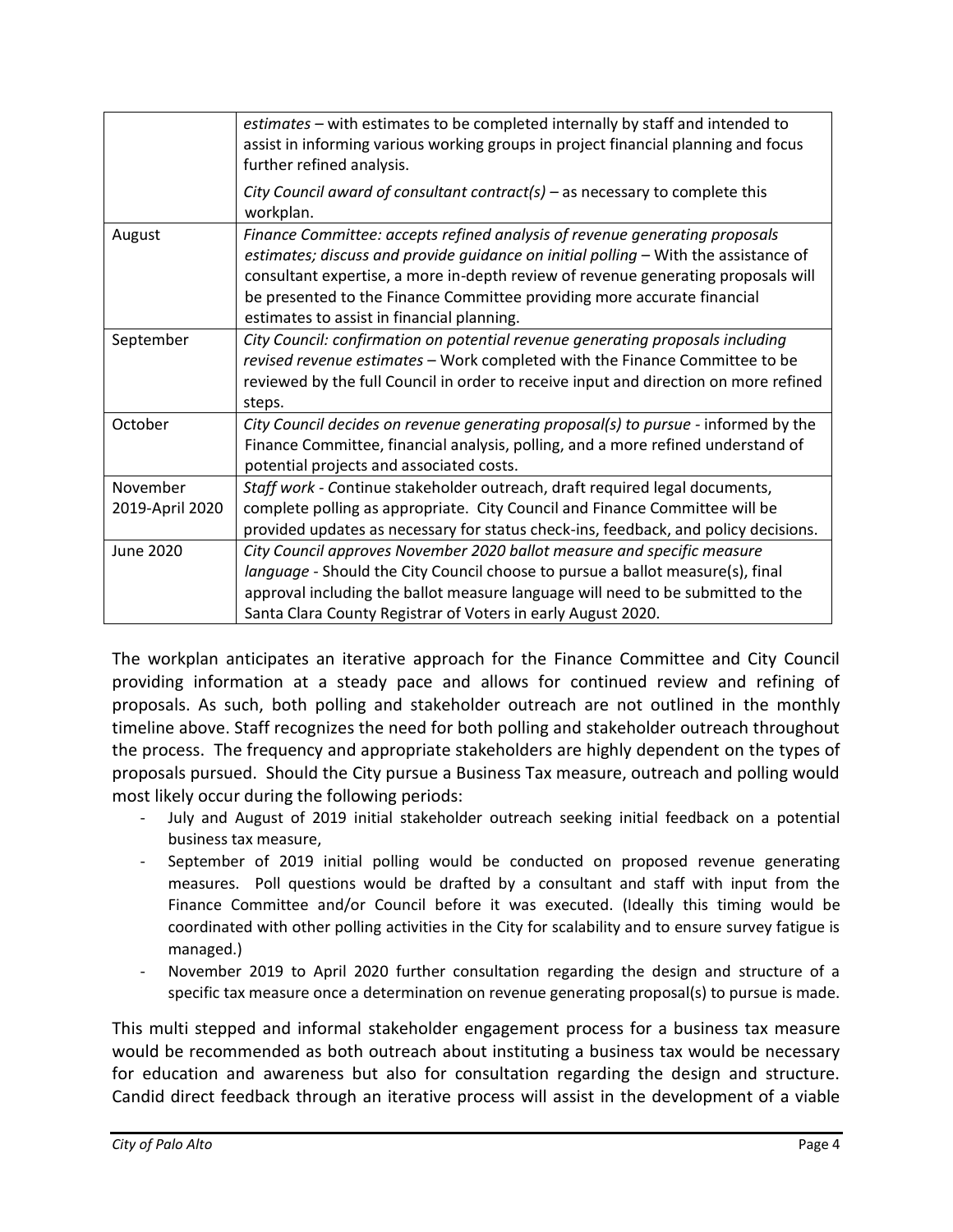| | |
|---|---|
| | *estimates* – with estimates to be completed internally by staff and intended to assist in informing various working groups in project financial planning and focus further refined analysis.<br><br>*City Council award of consultant contract(s)* – as necessary to complete this workplan. |
| August | *Finance Committee: accepts refined analysis of revenue generating proposals estimates; discuss and provide guidance on initial polling* – With the assistance of consultant expertise, a more in-depth review of revenue generating proposals will be presented to the Finance Committee providing more accurate financial estimates to assist in financial planning. |
| September | *City Council: confirmation on potential revenue generating proposals including revised revenue estimates* – Work completed with the Finance Committee to be reviewed by the full Council in order to receive input and direction on more refined steps. |
| October | *City Council decides on revenue generating proposal(s) to pursue* - informed by the Finance Committee, financial analysis, polling, and a more refined understand of potential projects and associated costs. |
| November 2019-April 2020 | *Staff work* - Continue stakeholder outreach, draft required legal documents, complete polling as appropriate. City Council and Finance Committee will be provided updates as necessary for status check-ins, feedback, and policy decisions. |
| June 2020 | *City Council approves November 2020 ballot measure and specific measure language* - Should the City Council choose to pursue a ballot measure(s), final approval including the ballot measure language will need to be submitted to the Santa Clara County Registrar of Voters in early August 2020. |

The workplan anticipates an iterative approach for the Finance Committee and City Council providing information at a steady pace and allows for continued review and refining of proposals. As such, both polling and stakeholder outreach are not outlined in the monthly timeline above. Staff recognizes the need for both polling and stakeholder outreach throughout the process. The frequency and appropriate stakeholders are highly dependent on the types of proposals pursued. Should the City pursue a Business Tax measure, outreach and polling would most likely occur during the following periods:

- July and August of 2019 initial stakeholder outreach seeking initial feedback on a potential business tax measure,
- September of 2019 initial polling would be conducted on proposed revenue generating measures. Poll questions would be drafted by a consultant and staff with input from the Finance Committee and/or Council before it was executed. (Ideally this timing would be coordinated with other polling activities in the City for scalability and to ensure survey fatigue is managed.)
- November 2019 to April 2020 further consultation regarding the design and structure of a specific tax measure once a determination on revenue generating proposal(s) to pursue is made.

This multi stepped and informal stakeholder engagement process for a business tax measure would be recommended as both outreach about instituting a business tax would be necessary for education and awareness but also for consultation regarding the design and structure. Candid direct feedback through an iterative process will assist in the development of a viable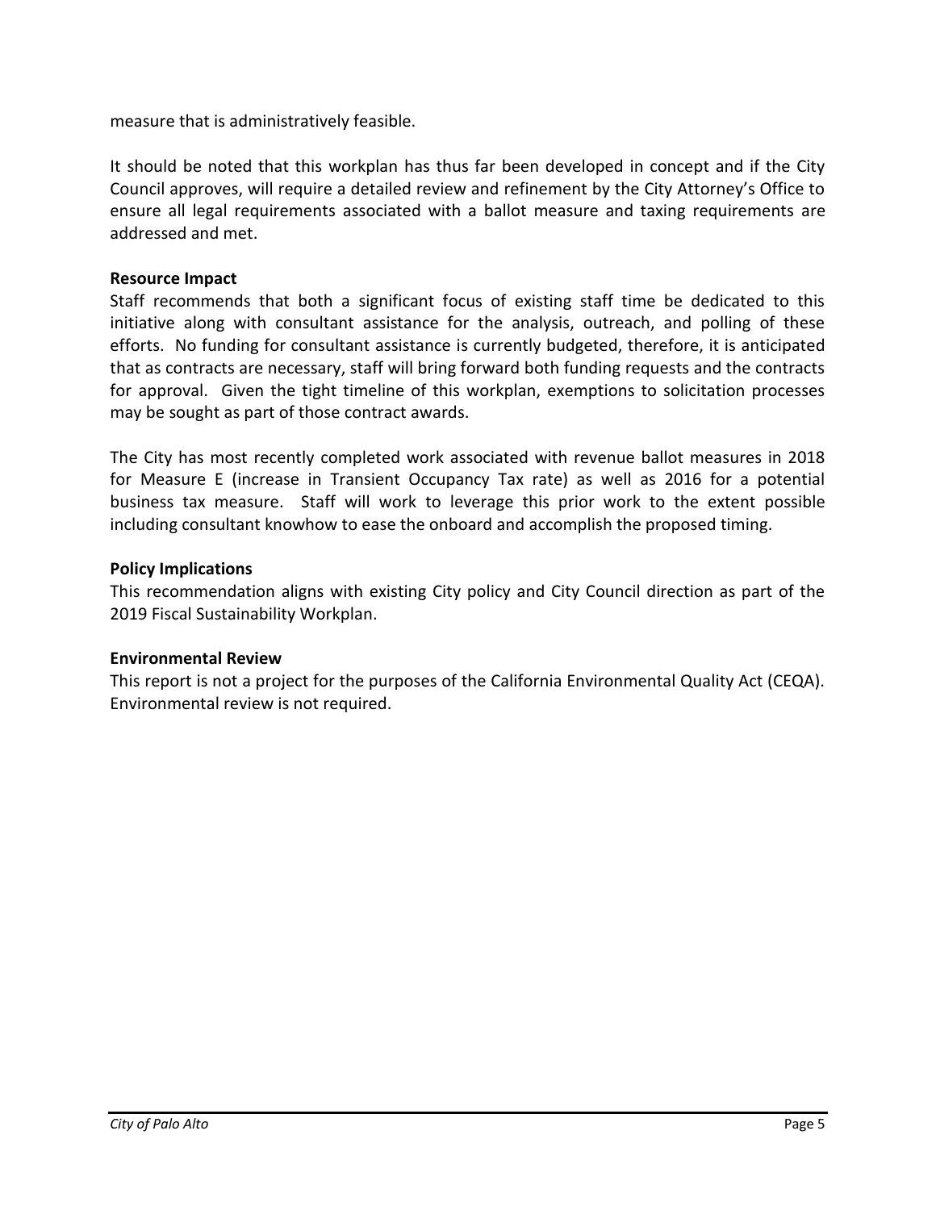measure that is administratively feasible.

It should be noted that this workplan has thus far been developed in concept and if the City Council approves, will require a detailed review and refinement by the City Attorney's Office to ensure all legal requirements associated with a ballot measure and taxing requirements are addressed and met.

**Resource Impact**

Staff recommends that both a significant focus of existing staff time be dedicated to this initiative along with consultant assistance for the analysis, outreach, and polling of these efforts. No funding for consultant assistance is currently budgeted, therefore, it is anticipated that as contracts are necessary, staff will bring forward both funding requests and the contracts for approval. Given the tight timeline of this workplan, exemptions to solicitation processes may be sought as part of those contract awards.

The City has most recently completed work associated with revenue ballot measures in 2018 for Measure E (increase in Transient Occupancy Tax rate) as well as 2016 for a potential business tax measure. Staff will work to leverage this prior work to the extent possible including consultant knowhow to ease the onboard and accomplish the proposed timing.

**Policy Implications**

This recommendation aligns with existing City policy and City Council direction as part of the 2019 Fiscal Sustainability Workplan.

**Environmental Review**

This report is not a project for the purposes of the California Environmental Quality Act (CEQA). Environmental review is not required.